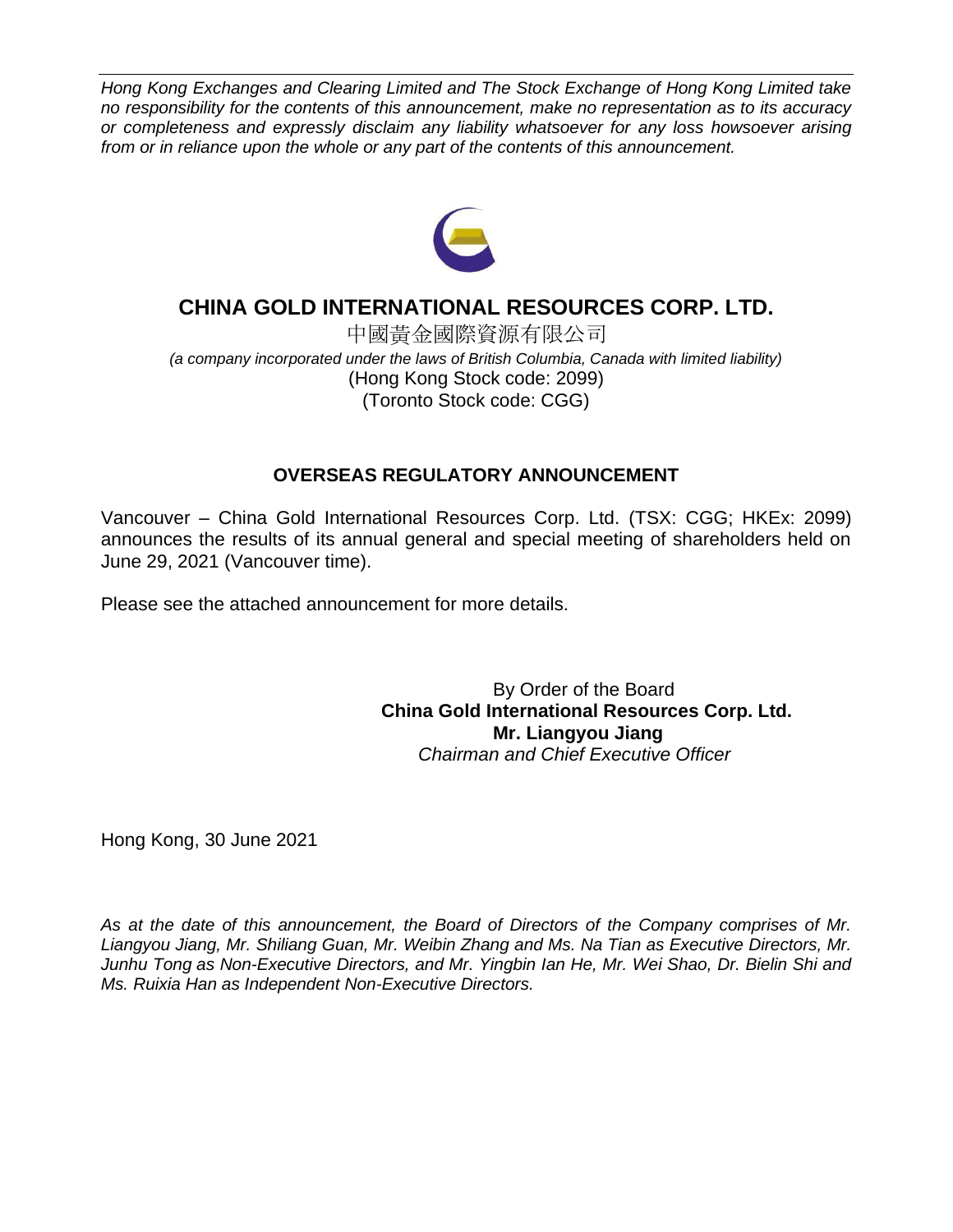*Hong Kong Exchanges and Clearing Limited and The Stock Exchange of Hong Kong Limited take no responsibility for the contents of this announcement, make no representation as to its accuracy or completeness and expressly disclaim any liability whatsoever for any loss howsoever arising from or in reliance upon the whole or any part of the contents of this announcement.*

# CHINA GOLD INTERNATIONAL RESOURCES CORP. LTD.

中國黃金國際資源有限公司

*(a company incorporated under the laws of British Columbia, Canada with limited liability)*

(Hong Kong Stock code: 2099)

(Toronto Stock code: CGG)

## OVERSEAS REGULATORY ANNOUNCEMENT

Vancouver – China Gold International Resources Corp. Ltd. (TSX: CGG; HKEx: 2099) announces the results of its annual general and special meeting of shareholders held on June 29, 2021 (Vancouver time).

Please see the attached announcement for more details.

By Order of the Board
**China Gold International Resources Corp. Ltd.**
**Mr. Liangyou Jiang**
*Chairman and Chief Executive Officer*

Hong Kong, 30 June 2021

*As at the date of this announcement, the Board of Directors of the Company comprises of Mr. Liangyou Jiang, Mr. Shiliang Guan, Mr. Weibin Zhang and Ms. Na Tian as Executive Directors, Mr. Junhu Tong as Non-Executive Directors, and Mr. Yingbin Ian He, Mr. Wei Shao, Dr. Bielin Shi and Ms. Ruixia Han as Independent Non-Executive Directors.*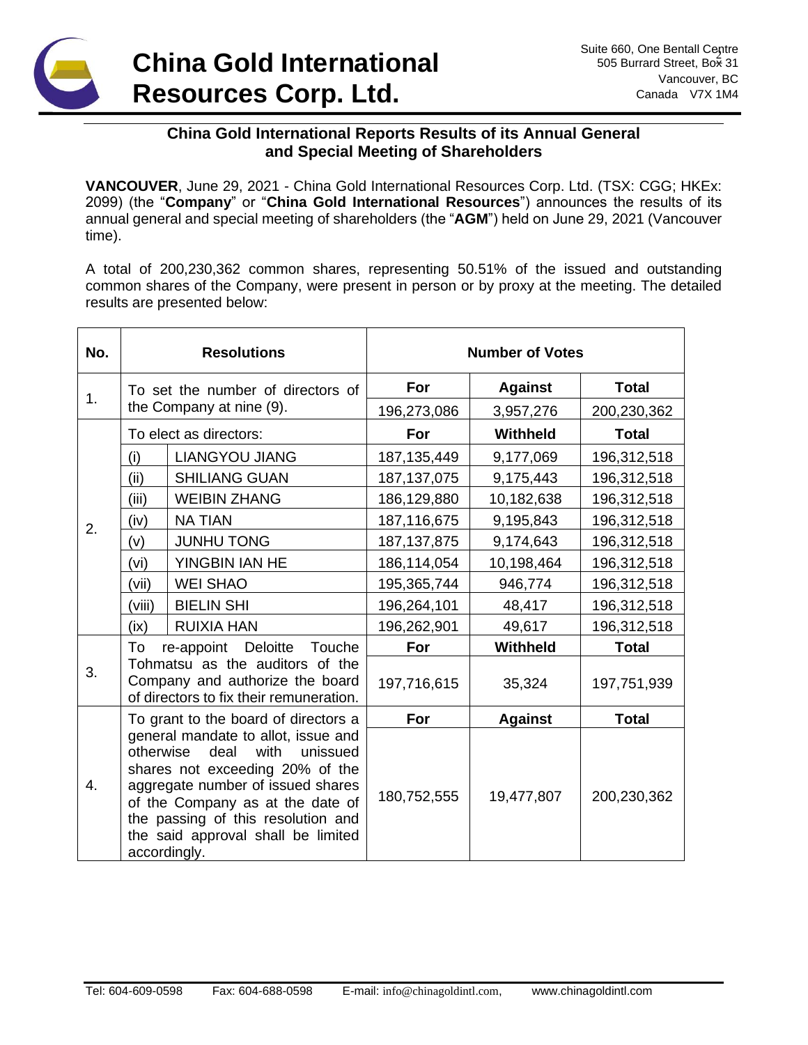# China Gold International Resources Corp. Ltd.

Suite 660, One Bentall Centre
505 Burrard Street, Box 31
Vancouver, BC
Canada V7X 1M4

## China Gold International Reports Results of its Annual General and Special Meeting of Shareholders

**VANCOUVER**, June 29, 2021 - China Gold International Resources Corp. Ltd. (TSX: CGG; HKEx: 2099) (the "**Company**" or "**China Gold International Resources**") announces the results of its annual general and special meeting of shareholders (the "**AGM**") held on June 29, 2021 (Vancouver time).

A total of 200,230,362 common shares, representing 50.51% of the issued and outstanding common shares of the Company, were present in person or by proxy at the meeting. The detailed results are presented below:

| No. | Resolutions | | Number of Votes | | |
|---|---|---|---|---|---|
| 1. | To set the number of directors of the Company at nine (9). | | **For** | **Against** | **Total** |
| | | | 196,273,086 | 3,957,276 | 200,230,362 |
| 2. | To elect as directors: | | **For** | **Withheld** | **Total** |
| | (i) | LIANGYOU JIANG | 187,135,449 | 9,177,069 | 196,312,518 |
| | (ii) | SHILIANG GUAN | 187,137,075 | 9,175,443 | 196,312,518 |
| | (iii) | WEIBIN ZHANG | 186,129,880 | 10,182,638 | 196,312,518 |
| | (iv) | NA TIAN | 187,116,675 | 9,195,843 | 196,312,518 |
| | (v) | JUNHU TONG | 187,137,875 | 9,174,643 | 196,312,518 |
| | (vi) | YINGBIN IAN HE | 186,114,054 | 10,198,464 | 196,312,518 |
| | (vii) | WEI SHAO | 195,365,744 | 946,774 | 196,312,518 |
| | (viii) | BIELIN SHI | 196,264,101 | 48,417 | 196,312,518 |
| | (ix) | RUIXIA HAN | 196,262,901 | 49,617 | 196,312,518 |
| 3. | To re-appoint Deloitte Touche Tohmatsu as the auditors of the Company and authorize the board of directors to fix their remuneration. | | **For** | **Withheld** | **Total** |
| | | | 197,716,615 | 35,324 | 197,751,939 |
| 4. | To grant to the board of directors a general mandate to allot, issue and otherwise deal with unissued shares not exceeding 20% of the aggregate number of issued shares of the Company as at the date of the passing of this resolution and the said approval shall be limited accordingly. | | **For** | **Against** | **Total** |
| | | | 180,752,555 | 19,477,807 | 200,230,362 |

Tel: 604-609-0598 Fax: 604-688-0598 E-mail: info@chinagoldintl.com, www.chinagoldintl.com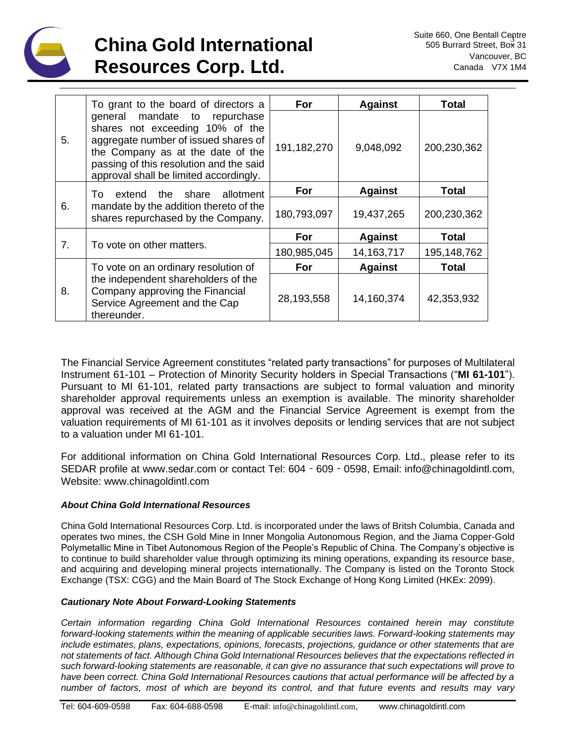| | | For | Against | Total |
|---|---|---|---|---|
| 5. | To grant to the board of directors a general mandate to repurchase shares not exceeding 10% of the aggregate number of issued shares of the Company as at the date of the passing of this resolution and the said approval shall be limited accordingly. | 191,182,270 | 9,048,092 | 200,230,362 |
| | | For | Against | Total |
| 6. | To extend the share allotment mandate by the addition thereto of the shares repurchased by the Company. | 180,793,097 | 19,437,265 | 200,230,362 |
| | | For | Against | Total |
| 7. | To vote on other matters. | 180,985,045 | 14,163,717 | 195,148,762 |
| | | For | Against | Total |
| 8. | To vote on an ordinary resolution of the independent shareholders of the Company approving the Financial Service Agreement and the Cap thereunder. | 28,193,558 | 14,160,374 | 42,353,932 |

The Financial Service Agreement constitutes "related party transactions" for purposes of Multilateral Instrument 61-101 – Protection of Minority Security holders in Special Transactions ("**MI 61-101**"). Pursuant to MI 61-101, related party transactions are subject to formal valuation and minority shareholder approval requirements unless an exemption is available. The minority shareholder approval was received at the AGM and the Financial Service Agreement is exempt from the valuation requirements of MI 61-101 as it involves deposits or lending services that are not subject to a valuation under MI 61-101.

For additional information on China Gold International Resources Corp. Ltd., please refer to its SEDAR profile at www.sedar.com or contact Tel: 604‐609‐0598, Email: info@chinagoldintl.com, Website: www.chinagoldintl.com

***About China Gold International Resources***

China Gold International Resources Corp. Ltd. is incorporated under the laws of Britsh Columbia, Canada and operates two mines, the CSH Gold Mine in Inner Mongolia Autonomous Region, and the Jiama Copper-Gold Polymetallic Mine in Tibet Autonomous Region of the People's Republic of China. The Company's objective is to continue to build shareholder value through optimizing its mining operations, expanding its resource base, and acquiring and developing mineral projects internationally. The Company is listed on the Toronto Stock Exchange (TSX: CGG) and the Main Board of The Stock Exchange of Hong Kong Limited (HKEx: 2099).

***Cautionary Note About Forward-Looking Statements***

*Certain information regarding China Gold International Resources contained herein may constitute forward-looking statements within the meaning of applicable securities laws. Forward-looking statements may include estimates, plans, expectations, opinions, forecasts, projections, guidance or other statements that are not statements of fact. Although China Gold International Resources believes that the expectations reflected in such forward-looking statements are reasonable, it can give no assurance that such expectations will prove to have been correct. China Gold International Resources cautions that actual performance will be affected by a number of factors, most of which are beyond its control, and that future events and results may vary*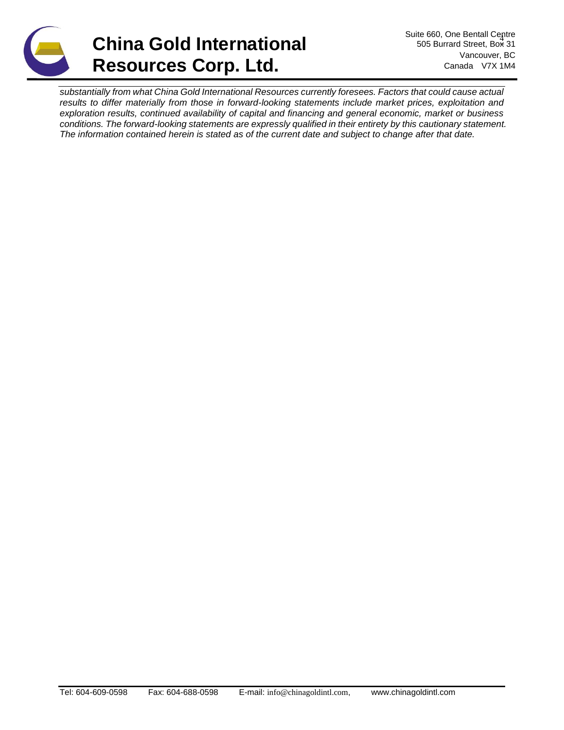*substantially from what China Gold International Resources currently foresees. Factors that could cause actual results to differ materially from those in forward-looking statements include market prices, exploitation and exploration results, continued availability of capital and financing and general economic, market or business conditions. The forward-looking statements are expressly qualified in their entirety by this cautionary statement. The information contained herein is stated as of the current date and subject to change after that date.*